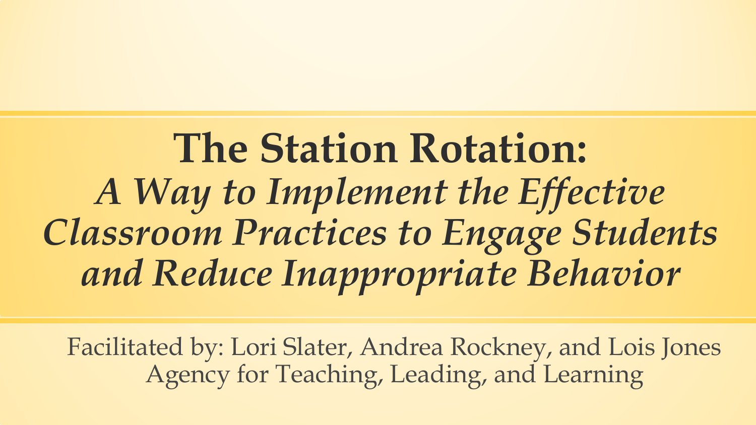# The Station Rotation:

## *A Way to Implement the Effective Classroom Practices to Engage Students and Reduce Inappropriate Behavior*

Facilitated by: Lori Slater, Andrea Rockney, and Lois Jones
Agency for Teaching, Leading, and Learning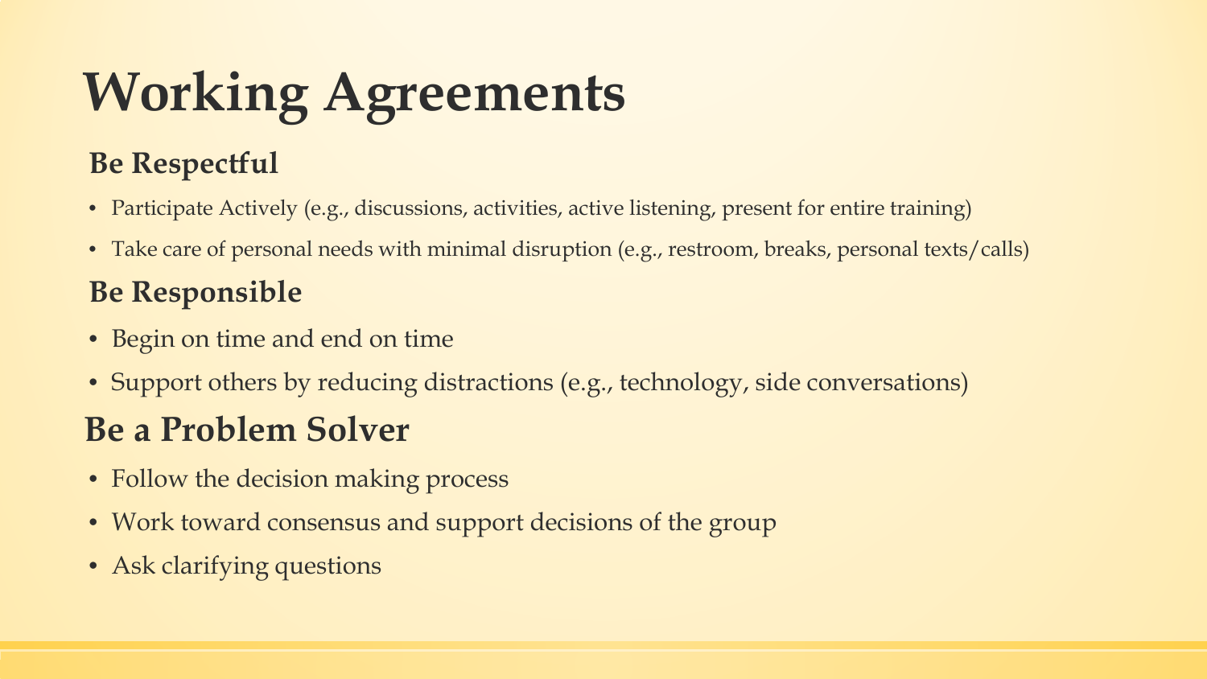# Working Agreements

## Be Respectful

- Participate Actively (e.g., discussions, activities, active listening, present for entire training)
- Take care of personal needs with minimal disruption (e.g., restroom, breaks, personal texts/calls)

## Be Responsible

- Begin on time and end on time
- Support others by reducing distractions (e.g., technology, side conversations)

## Be a Problem Solver

- Follow the decision making process
- Work toward consensus and support decisions of the group
- Ask clarifying questions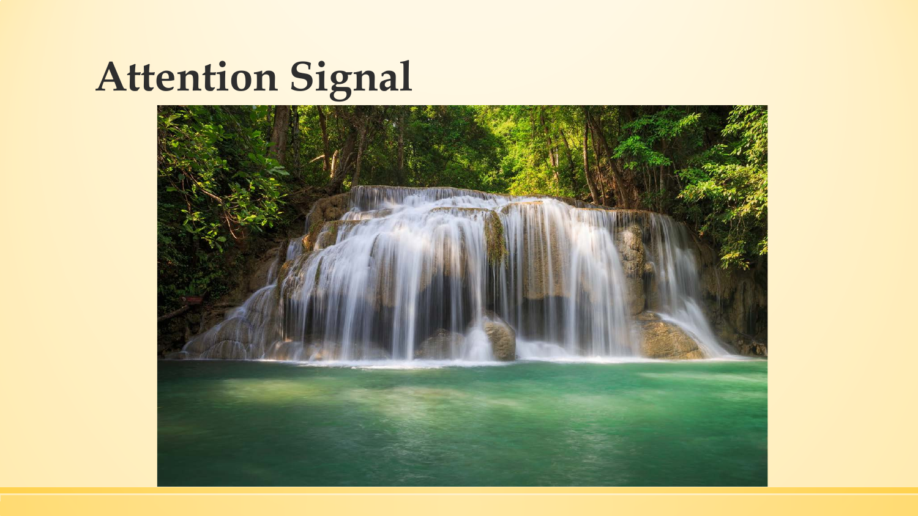# Attention Signal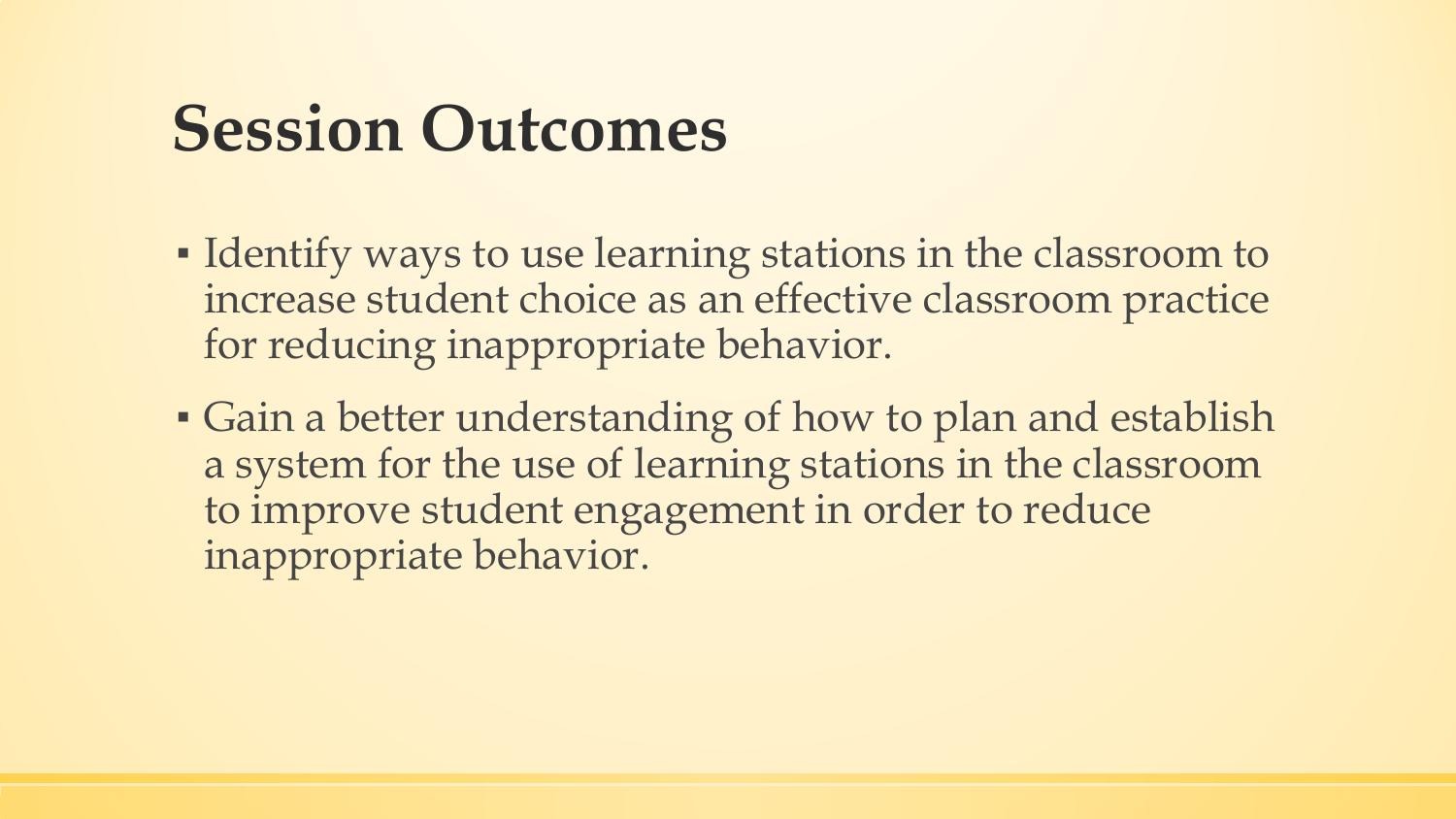# Session Outcomes

- Identify ways to use learning stations in the classroom to increase student choice as an effective classroom practice for reducing inappropriate behavior.
- Gain a better understanding of how to plan and establish a system for the use of learning stations in the classroom to improve student engagement in order to reduce inappropriate behavior.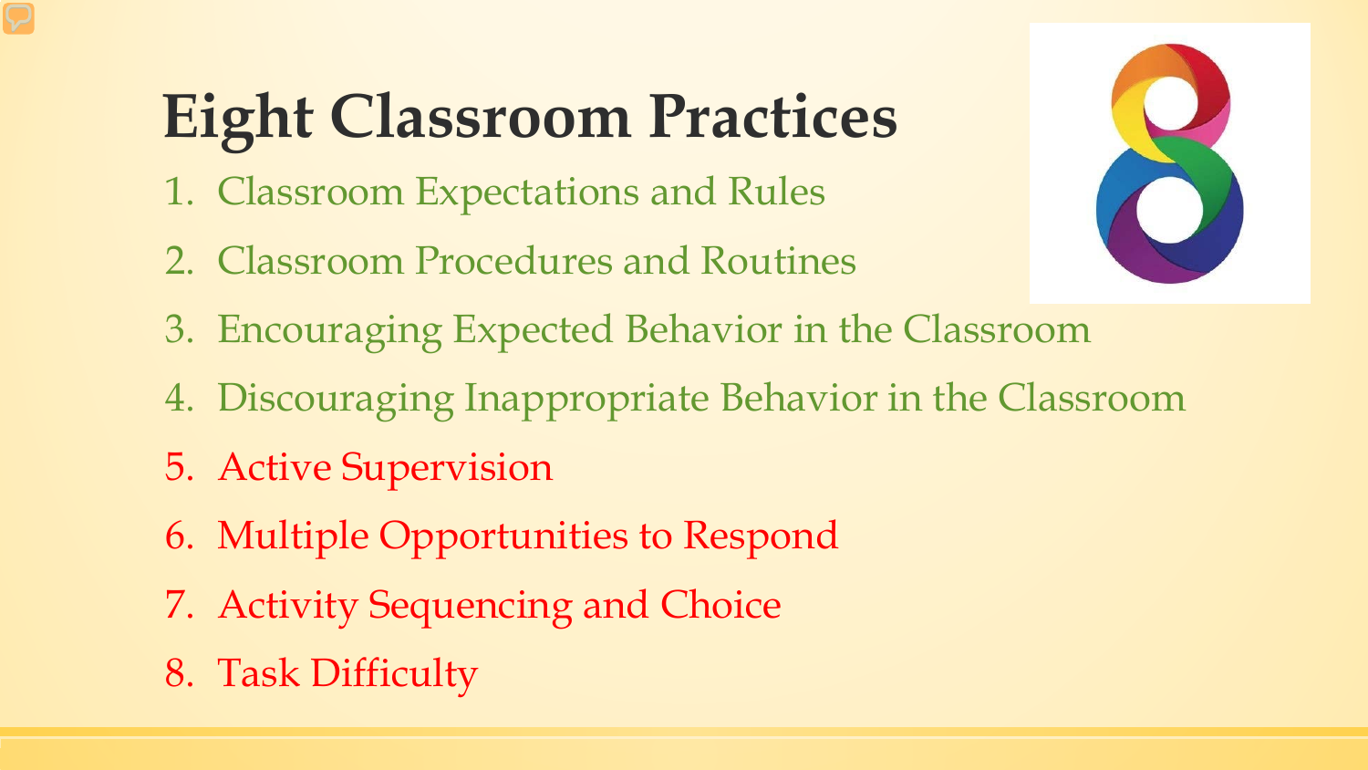# Eight Classroom Practices

1. Classroom Expectations and Rules
2. Classroom Procedures and Routines
3. Encouraging Expected Behavior in the Classroom
4. Discouraging Inappropriate Behavior in the Classroom
5. Active Supervision
6. Multiple Opportunities to Respond
7. Activity Sequencing and Choice
8. Task Difficulty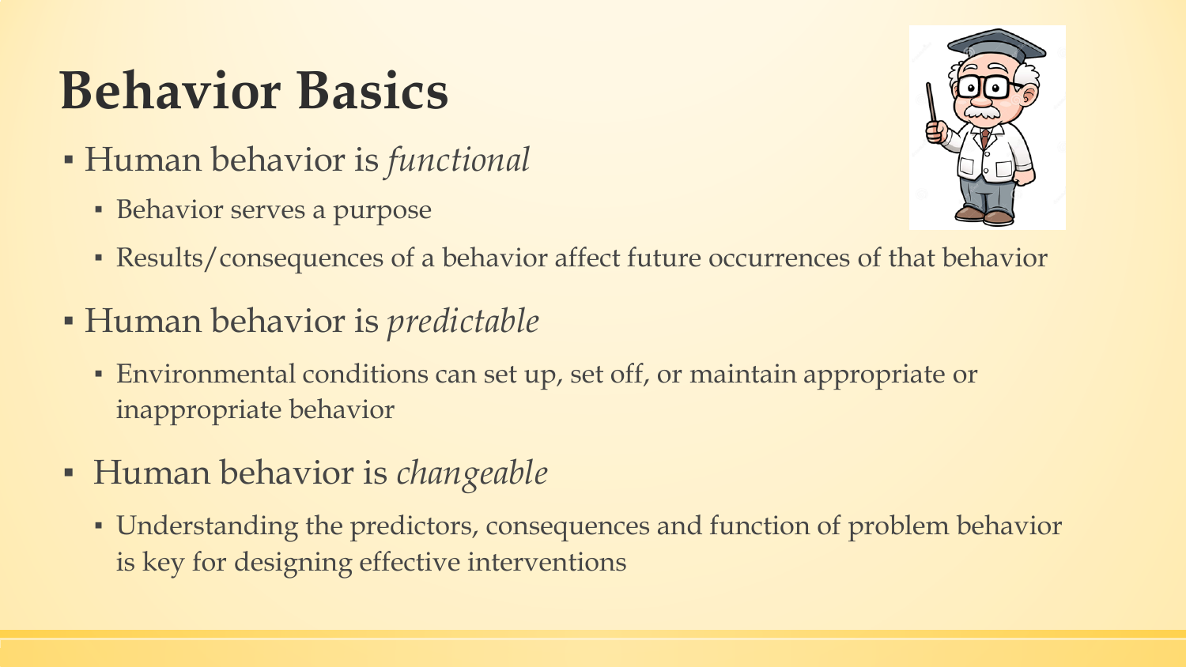# Behavior Basics

- Human behavior is *functional*
  - Behavior serves a purpose
  - Results/consequences of a behavior affect future occurrences of that behavior
- Human behavior is *predictable*
  - Environmental conditions can set up, set off, or maintain appropriate or inappropriate behavior
- Human behavior is *changeable*
  - Understanding the predictors, consequences and function of problem behavior is key for designing effective interventions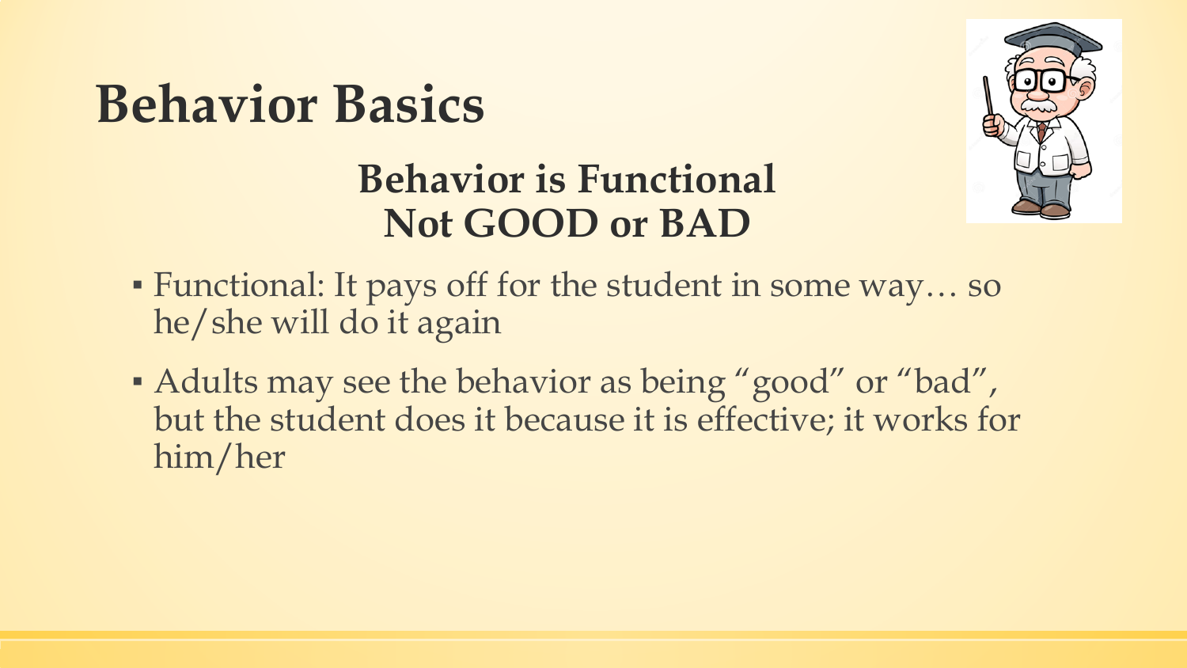# Behavior Basics

## Behavior is Functional
## Not GOOD or BAD

- Functional: It pays off for the student in some way… so he/she will do it again
- Adults may see the behavior as being "good" or "bad", but the student does it because it is effective; it works for him/her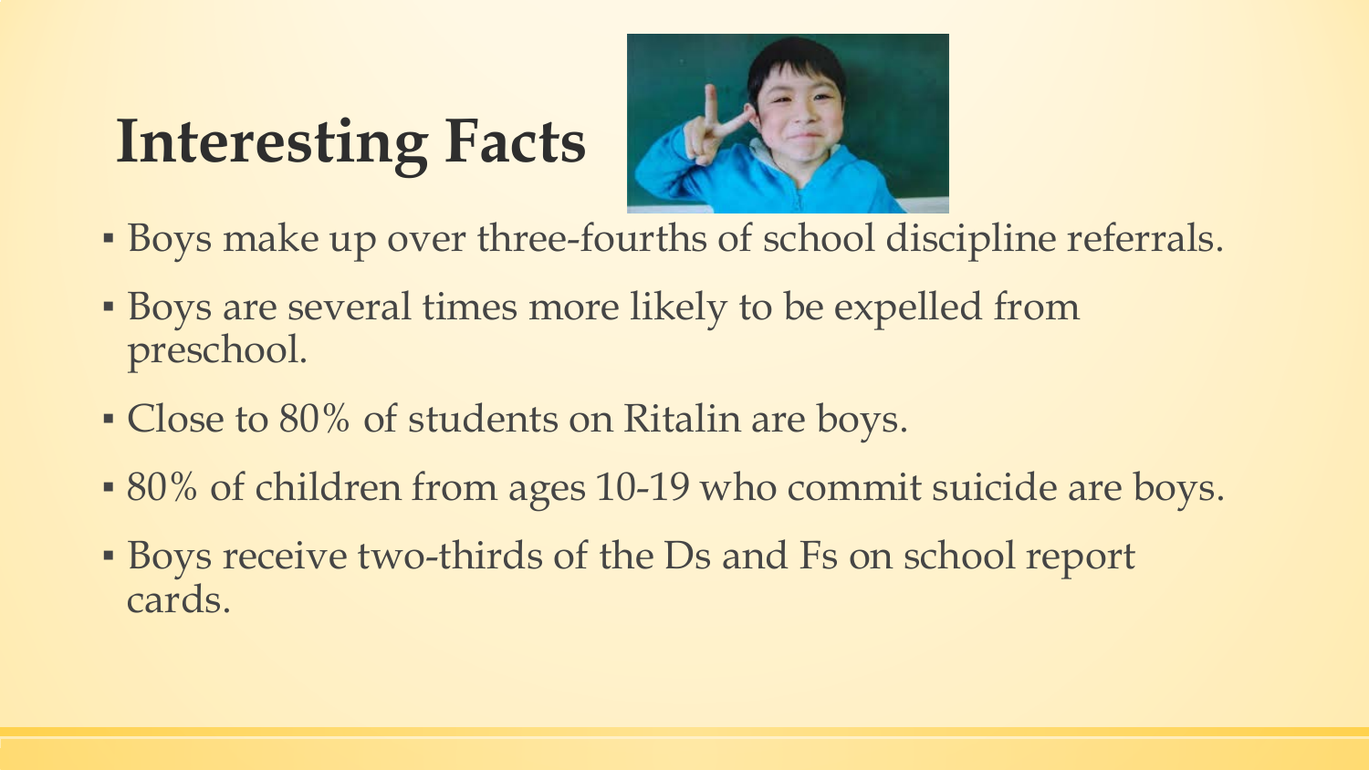# Interesting Facts

- Boys make up over three-fourths of school discipline referrals.
- Boys are several times more likely to be expelled from preschool.
- Close to 80% of students on Ritalin are boys.
- 80% of children from ages 10-19 who commit suicide are boys.
- Boys receive two-thirds of the Ds and Fs on school report cards.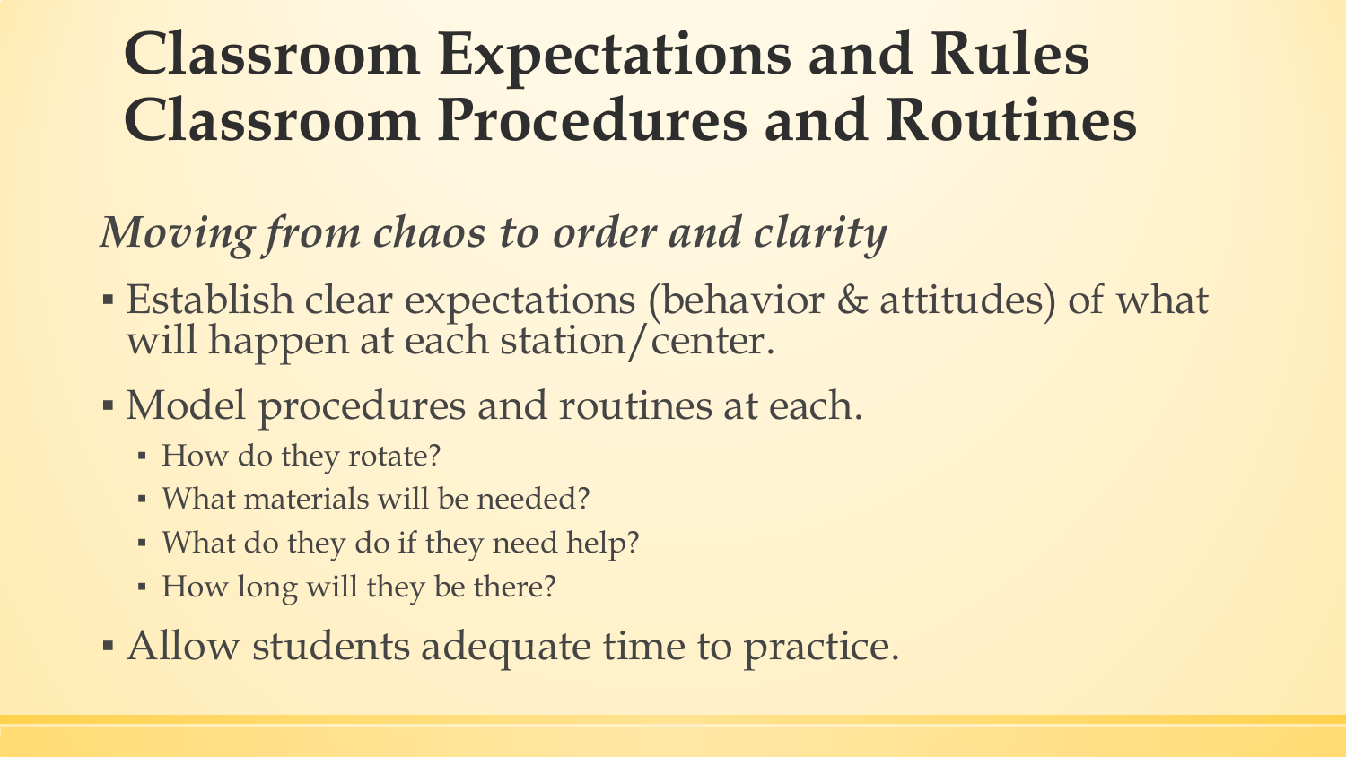# Classroom Expectations and Rules
# Classroom Procedures and Routines

*Moving from chaos to order and clarity*

- Establish clear expectations (behavior & attitudes) of what will happen at each station/center.
- Model procedures and routines at each.
  - How do they rotate?
  - What materials will be needed?
  - What do they do if they need help?
  - How long will they be there?
- Allow students adequate time to practice.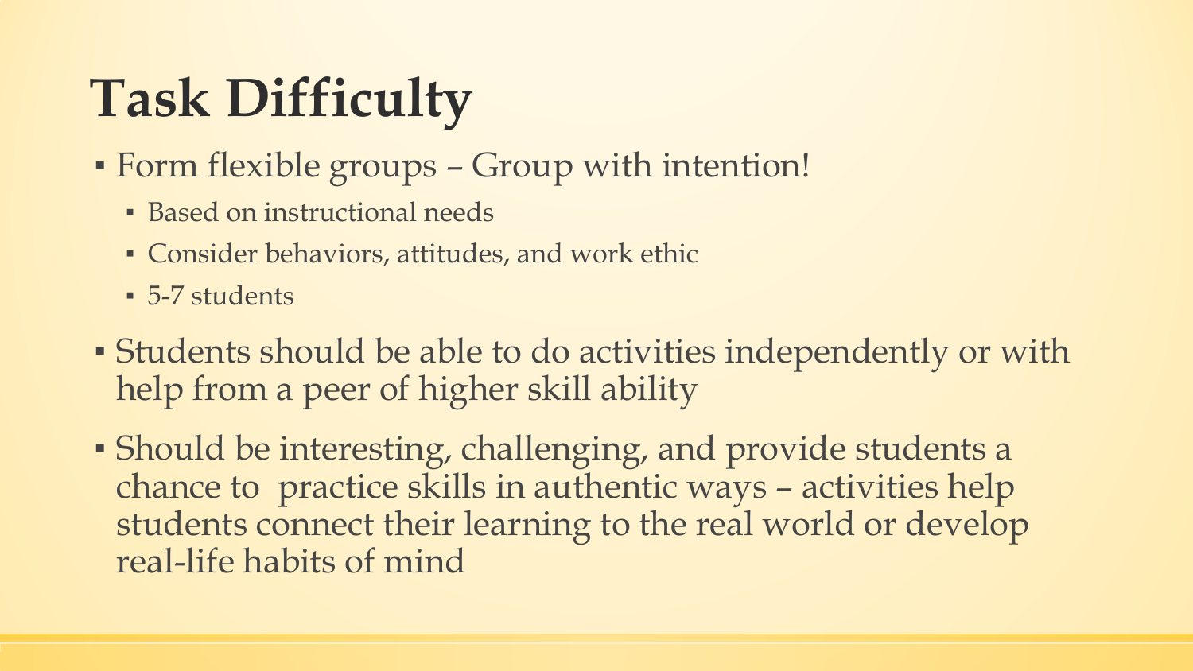# Task Difficulty

- Form flexible groups – Group with intention!
  - Based on instructional needs
  - Consider behaviors, attitudes, and work ethic
  - 5-7 students
- Students should be able to do activities independently or with help from a peer of higher skill ability
- Should be interesting, challenging, and provide students a chance to practice skills in authentic ways – activities help students connect their learning to the real world or develop real-life habits of mind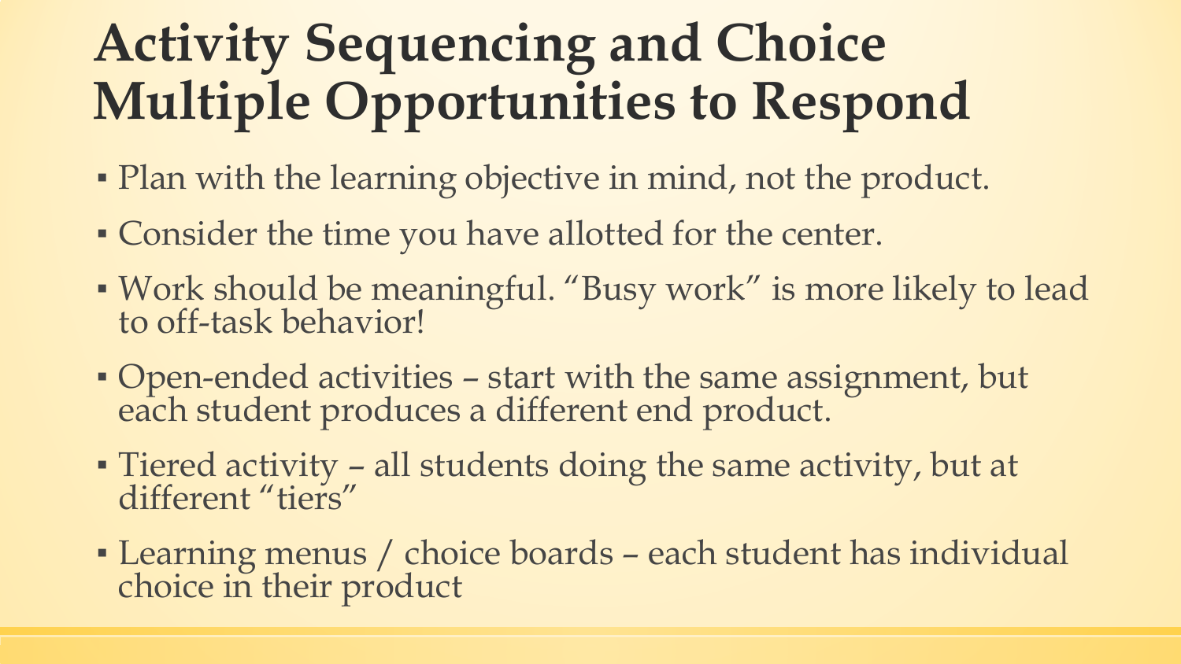# Activity Sequencing and Choice Multiple Opportunities to Respond

- Plan with the learning objective in mind, not the product.
- Consider the time you have allotted for the center.
- Work should be meaningful. "Busy work" is more likely to lead to off-task behavior!
- Open-ended activities – start with the same assignment, but each student produces a different end product.
- Tiered activity – all students doing the same activity, but at different "tiers"
- Learning menus / choice boards – each student has individual choice in their product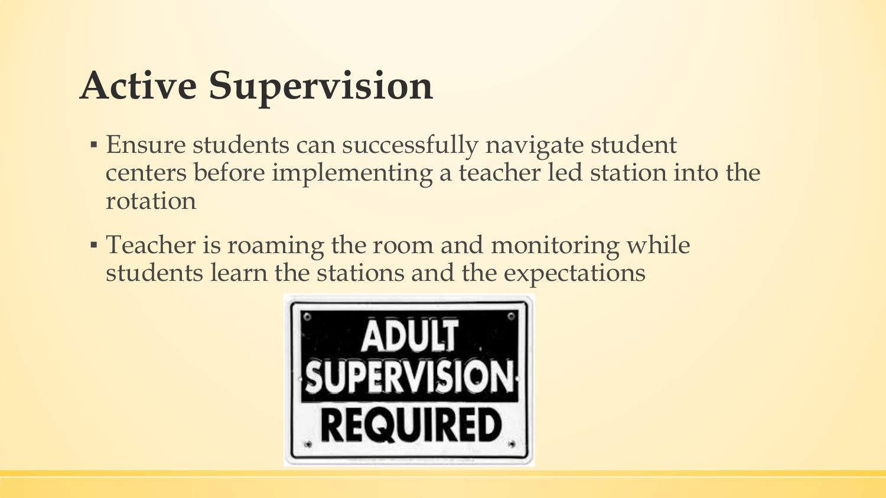# Active Supervision

- Ensure students can successfully navigate student centers before implementing a teacher led station into the rotation
- Teacher is roaming the room and monitoring while students learn the stations and the expectations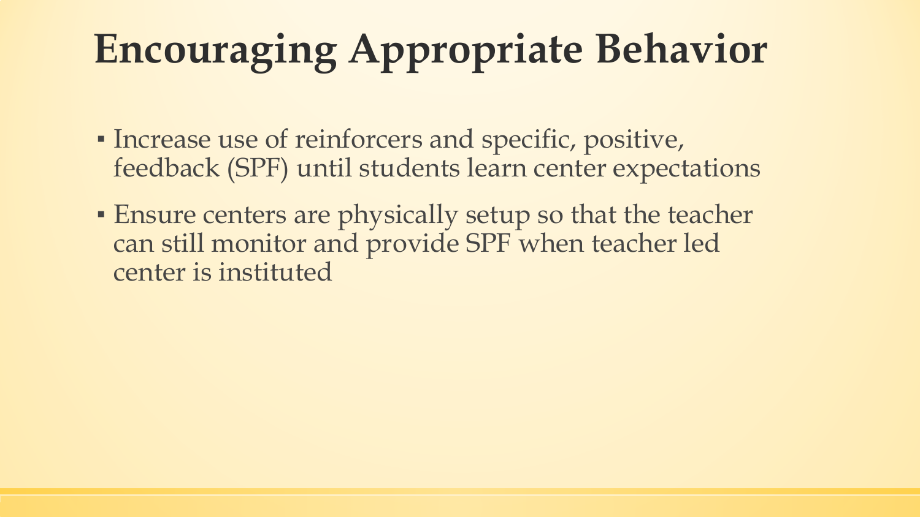# Encouraging Appropriate Behavior

- Increase use of reinforcers and specific, positive, feedback (SPF) until students learn center expectations
- Ensure centers are physically setup so that the teacher can still monitor and provide SPF when teacher led center is instituted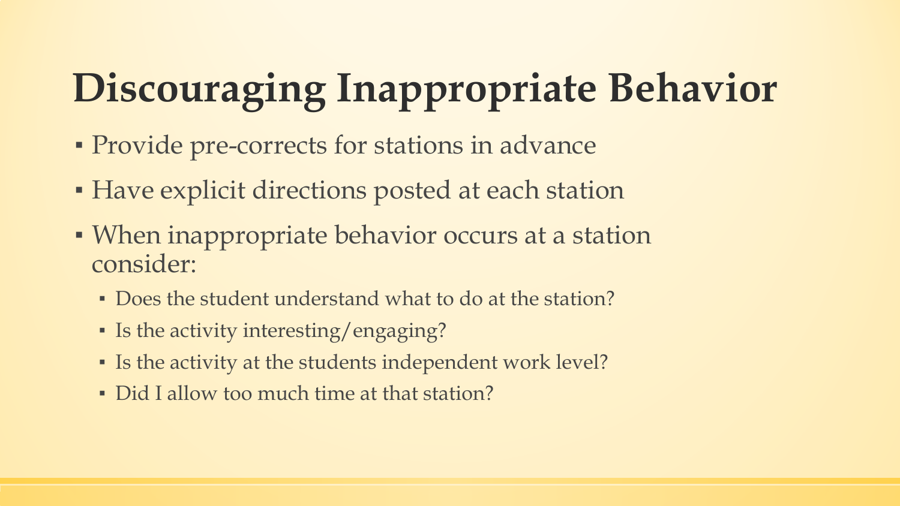# Discouraging Inappropriate Behavior

- Provide pre-corrects for stations in advance
- Have explicit directions posted at each station
- When inappropriate behavior occurs at a station consider:
  - Does the student understand what to do at the station?
  - Is the activity interesting/engaging?
  - Is the activity at the students independent work level?
  - Did I allow too much time at that station?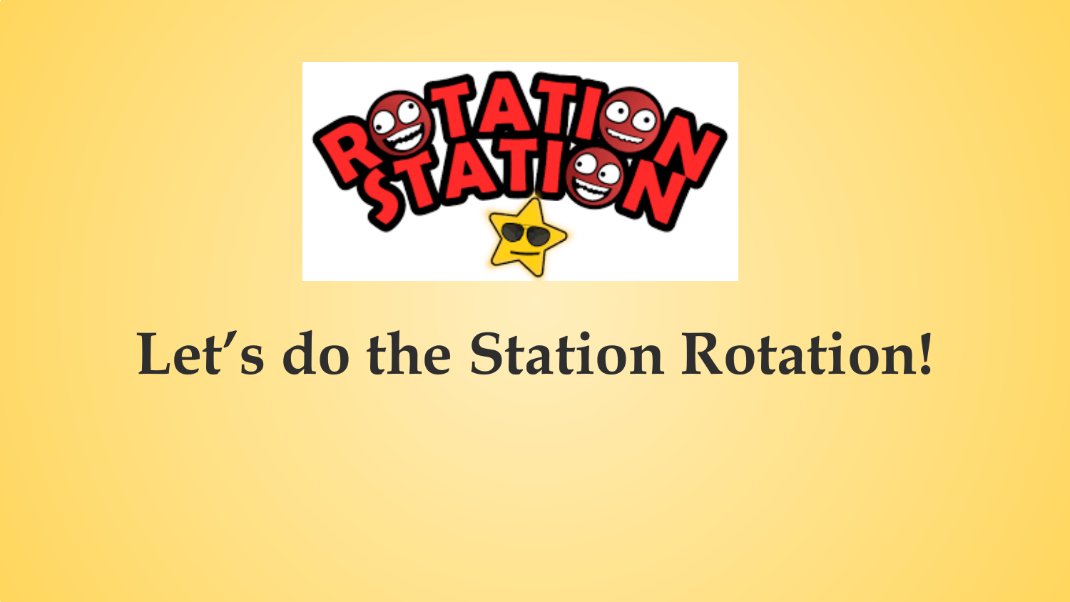# Let’s do the Station Rotation!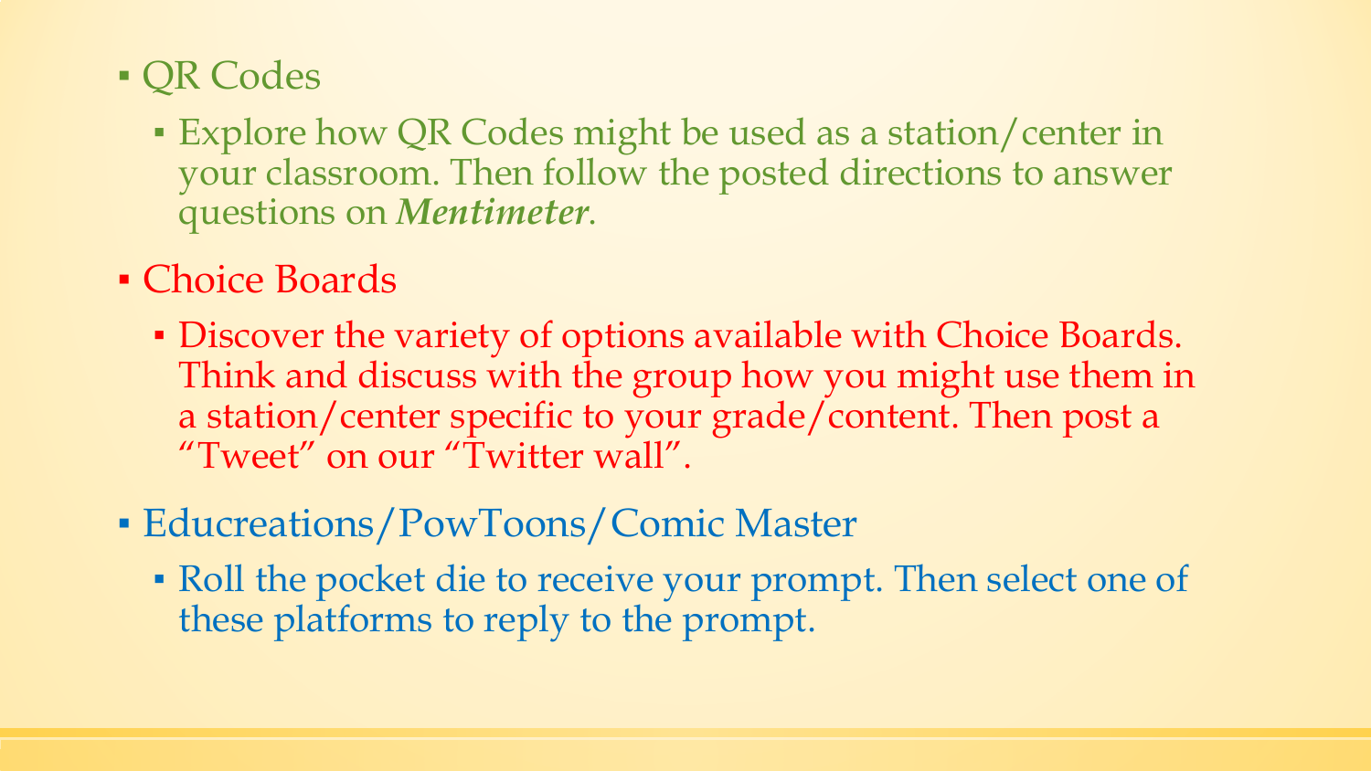- QR Codes
  - Explore how QR Codes might be used as a station/center in your classroom. Then follow the posted directions to answer questions on ***Mentimeter***.
- Choice Boards
  - Discover the variety of options available with Choice Boards. Think and discuss with the group how you might use them in a station/center specific to your grade/content. Then post a "Tweet" on our "Twitter wall".
- Educreations/PowToons/Comic Master
  - Roll the pocket die to receive your prompt. Then select one of these platforms to reply to the prompt.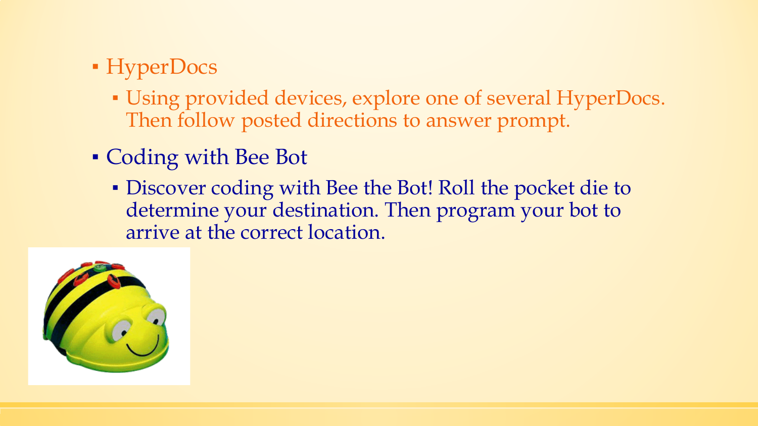- HyperDocs
  - Using provided devices, explore one of several HyperDocs. Then follow posted directions to answer prompt.
- Coding with Bee Bot
  - Discover coding with Bee the Bot! Roll the pocket die to determine your destination. Then program your bot to arrive at the correct location.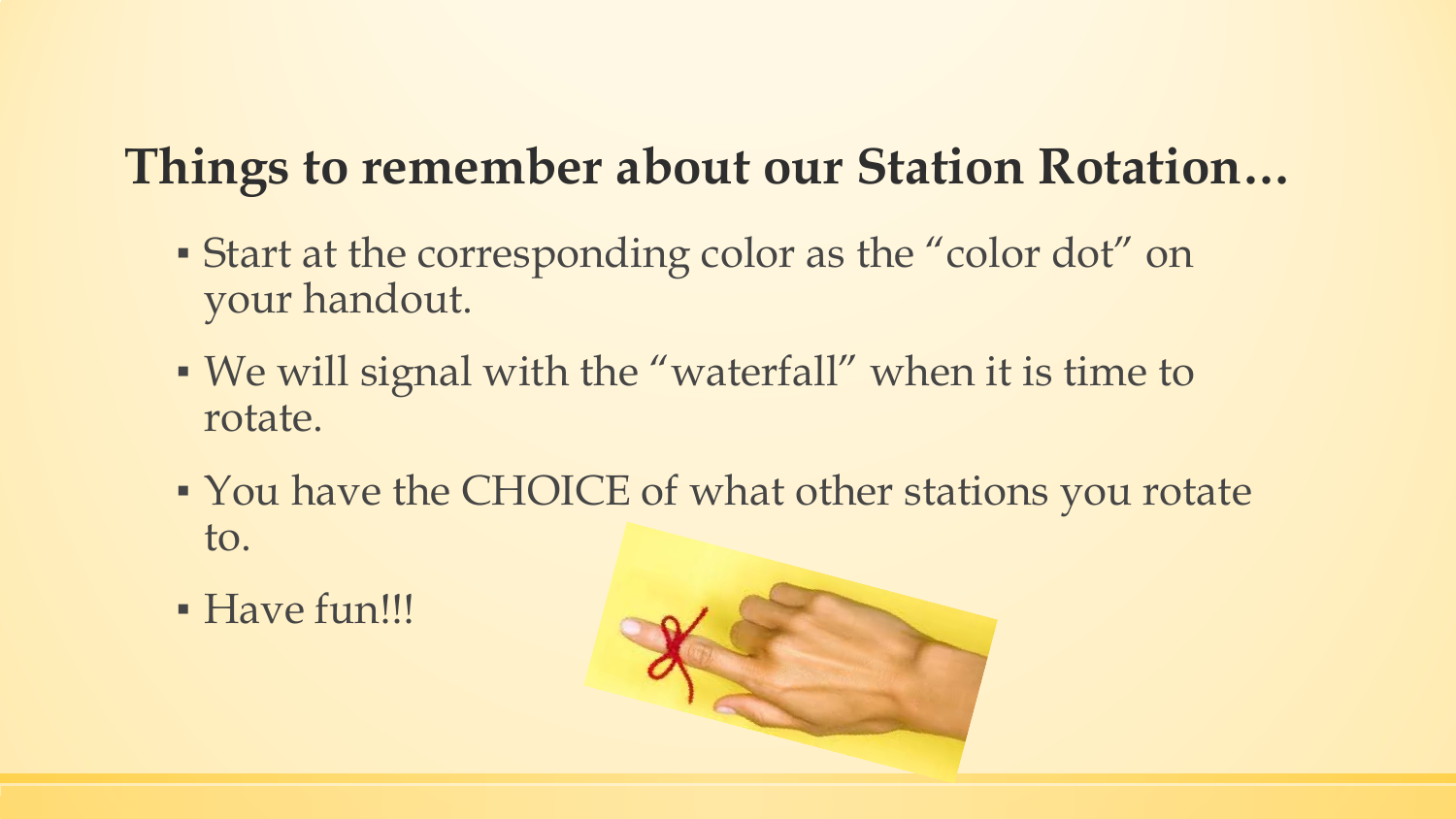## Things to remember about our Station Rotation…

- Start at the corresponding color as the "color dot" on your handout.
- We will signal with the "waterfall" when it is time to rotate.
- You have the CHOICE of what other stations you rotate to.
- Have fun!!!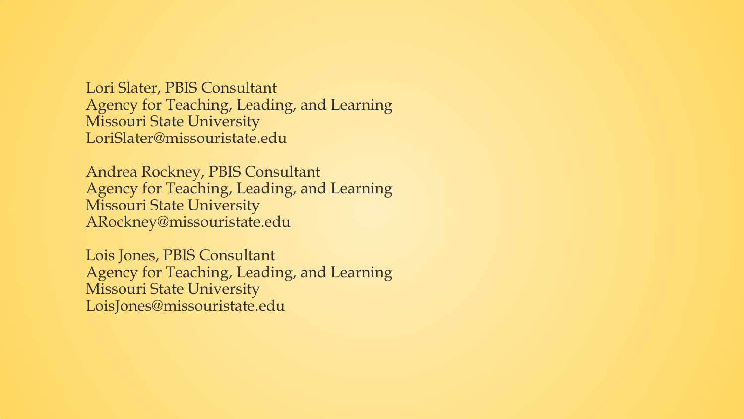Lori Slater, PBIS Consultant
Agency for Teaching, Leading, and Learning
Missouri State University
LoriSlater@missouristate.edu

Andrea Rockney, PBIS Consultant
Agency for Teaching, Leading, and Learning
Missouri State University
ARockney@missouristate.edu

Lois Jones, PBIS Consultant
Agency for Teaching, Leading, and Learning
Missouri State University
LoisJones@missouristate.edu